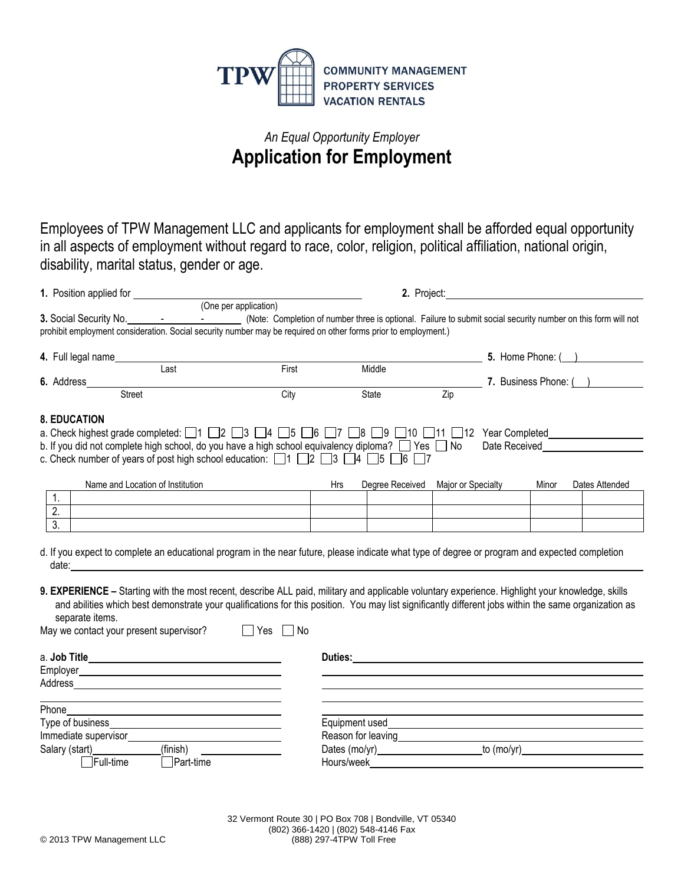TPW COMMUNITY MANAGEMENT PROPERTY SERVICES VACATION RENTALS

*An Equal Opportunity Employer*

# Application for Employment

Employees of TPW Management LLC and applicants for employment shall be afforded equal opportunity in all aspects of employment without regard to race, color, religion, political affiliation, national origin, disability, marital status, gender or age.

**1.** Position applied for ______________________ (One per application) **2.** Project: ______________________

**3.** Social Security No. ______ - ______ - ______ (Note: Completion of number three is optional. Failure to submit social security number on this form will not prohibit employment consideration. Social security number may be required on other forms prior to employment.)

**4.** Full legal name ______________________ (Last, First, Middle) **5.** Home Phone: ( )

**6.** Address ______________________ (Street, City, State, Zip) **7.** Business Phone: ( )

**8. EDUCATION**

a. Check highest grade completed: ☐1 ☐2 ☐3 ☐4 ☐5 ☐6 ☐7 ☐8 ☐9 ☐10 ☐11 ☐12 Year Completed ______

b. If you did not complete high school, do you have a high school equivalency diploma? ☐ Yes ☐ No Date Received ______

c. Check number of years of post high school education: ☐1 ☐2 ☐3 ☐4 ☐5 ☐6 ☐7

| | Name and Location of Institution | Hrs | Degree Received | Major or Specialty | Minor | Dates Attended |
|---|---|---|---|---|---|---|
| 1. | | | | | | |
| 2. | | | | | | |
| 3. | | | | | | |

d. If you expect to complete an educational program in the near future, please indicate what type of degree or program and expected completion date: ______________________

**9. EXPERIENCE –** Starting with the most recent, describe ALL paid, military and applicable voluntary experience. Highlight your knowledge, skills and abilities which best demonstrate your qualifications for this position. You may list significantly different jobs within the same organization as separate items.

May we contact your present supervisor? ☐ Yes ☐ No

a. **Job Title** ______________________

Employer ______________________

Address ______________________

Phone ______________________

Type of business ______________________

Immediate supervisor ______________________

Salary (start) ______ (finish) ______

☐ Full-time ☐ Part-time

**Duties:** ______________________

Equipment used ______________________

Reason for leaving ______________________

Dates (mo/yr) ______ to (mo/yr) ______

Hours/week ______________________

32 Vermont Route 30 | PO Box 708 | Bondville, VT 05340
(802) 366-1420 | (802) 548-4146 Fax
(888) 297-4TPW Toll Free

© 2013 TPW Management LLC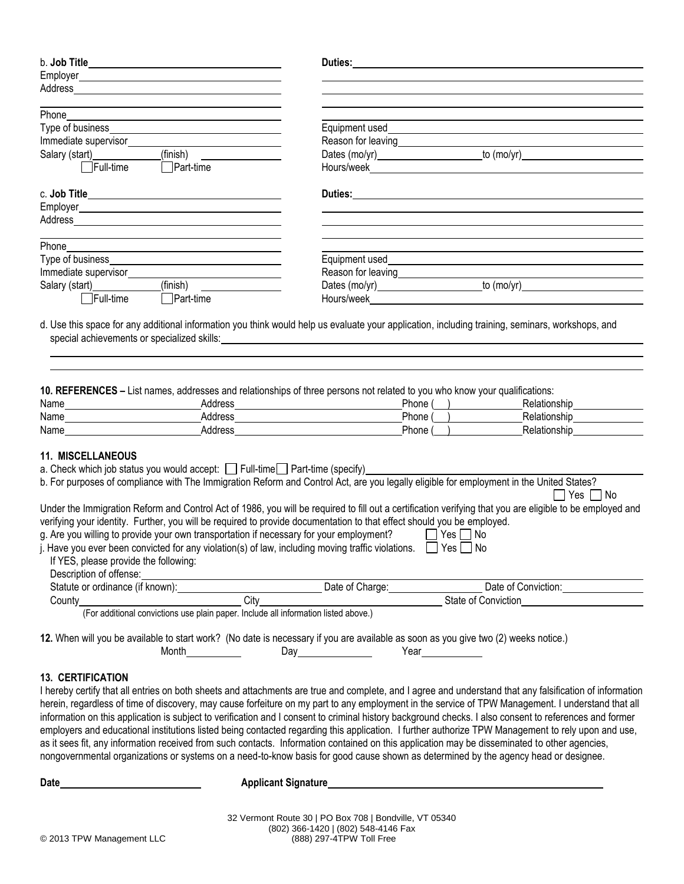b. **Job Title** ____________________

Employer ____________________

Address ____________________

Phone ____________________

Type of business ____________________

Immediate supervisor ____________________

Salary (start) __________ (finish) __________

☐ Full-time ☐ Part-time

**Duties:** ____________________

Equipment used ____________________

Reason for leaving ____________________

Dates (mo/yr) __________ to (mo/yr) __________

Hours/week ____________________

c. **Job Title** ____________________

Employer ____________________

Address ____________________

Phone ____________________

Type of business ____________________

Immediate supervisor ____________________

Salary (start) __________ (finish) __________

☐ Full-time ☐ Part-time

**Duties:** ____________________

Equipment used ____________________

Reason for leaving ____________________

Dates (mo/yr) __________ to (mo/yr) __________

Hours/week ____________________

d. Use this space for any additional information you think would help us evaluate your application, including training, seminars, workshops, and special achievements or specialized skills: ____________________

**10. REFERENCES –** List names, addresses and relationships of three persons not related to you who know your qualifications:

Name __________ Address __________ Phone ( ) __________ Relationship __________

Name __________ Address __________ Phone ( ) __________ Relationship __________

Name __________ Address __________ Phone ( ) __________ Relationship __________

**11. MISCELLANEOUS**

a. Check which job status you would accept: ☐ Full-time ☐ Part-time (specify) __________

b. For purposes of compliance with The Immigration Reform and Control Act, are you legally eligible for employment in the United States? ☐ Yes ☐ No

Under the Immigration Reform and Control Act of 1986, you will be required to fill out a certification verifying that you are eligible to be employed and verifying your identity. Further, you will be required to provide documentation to that effect should you be employed.

g. Are you willing to provide your own transportation if necessary for your employment? ☐ Yes ☐ No

j. Have you ever been convicted for any violation(s) of law, including moving traffic violations. ☐ Yes ☐ No

If YES, please provide the following:

Description of offense: __________

Statute or ordinance (if known): __________ Date of Charge: __________ Date of Conviction: __________

County __________ City __________ State of Conviction __________

(For additional convictions use plain paper. Include all information listed above.)

**12.** When will you be available to start work? (No date is necessary if you are available as soon as you give two (2) weeks notice.)

Month __________ Day __________ Year __________

**13. CERTIFICATION**

I hereby certify that all entries on both sheets and attachments are true and complete, and I agree and understand that any falsification of information herein, regardless of time of discovery, may cause forfeiture on my part to any employment in the service of TPW Management. I understand that all information on this application is subject to verification and I consent to criminal history background checks. I also consent to references and former employers and educational institutions listed being contacted regarding this application. I further authorize TPW Management to rely upon and use, as it sees fit, any information received from such contacts. Information contained on this application may be disseminated to other agencies, nongovernmental organizations or systems on a need-to-know basis for good cause shown as determined by the agency head or designee.

**Date** __________ **Applicant Signature** __________

32 Vermont Route 30 | PO Box 708 | Bondville, VT 05340
(802) 366-1420 | (802) 548-4146 Fax
(888) 297-4TPW Toll Free

© 2013 TPW Management LLC